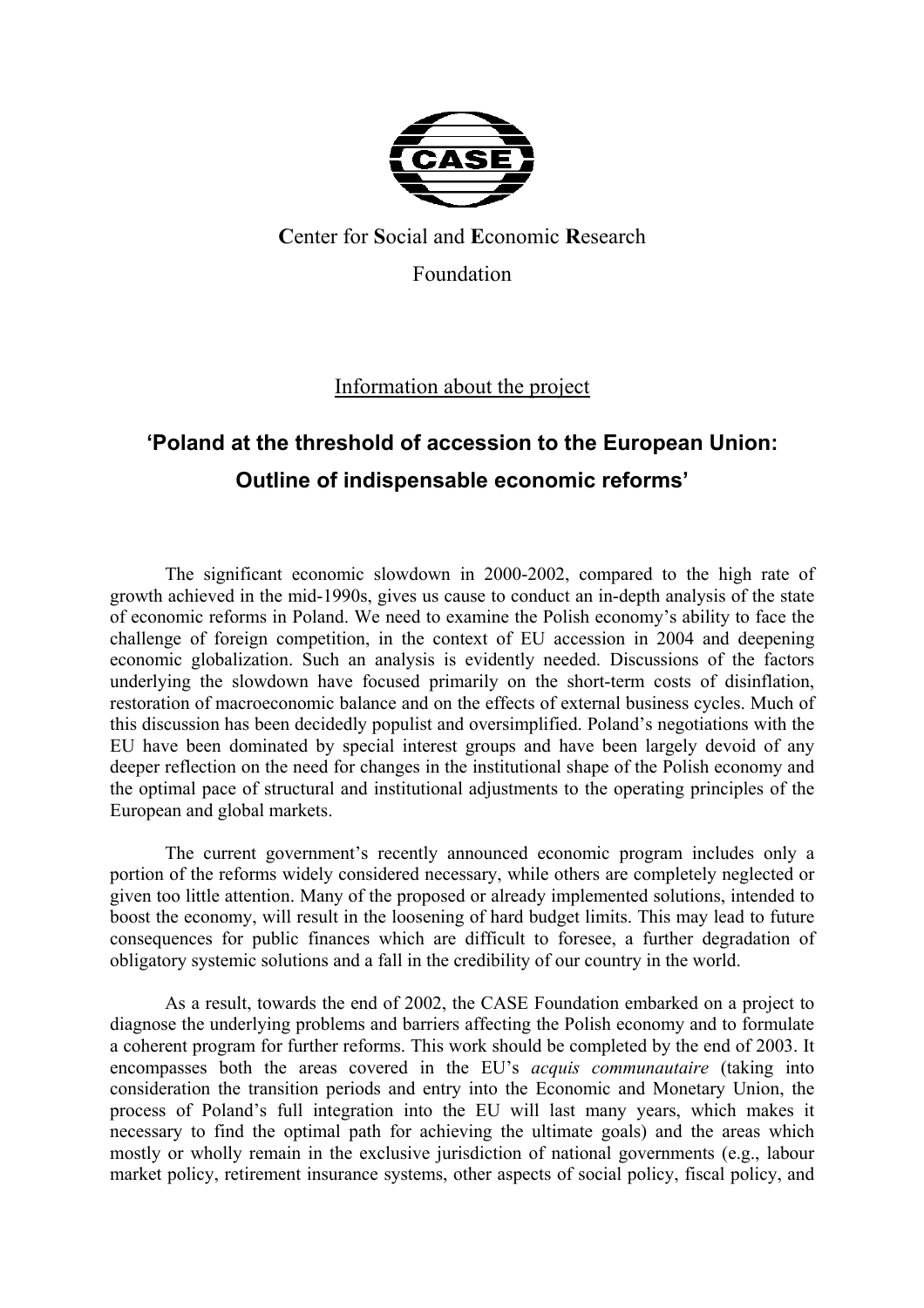**C**enter for **S**ocial and **E**conomic **R**esearch

Foundation

<u>Information about the project</u>

# 'Poland at the threshold of accession to the European Union: Outline of indispensable economic reforms'

The significant economic slowdown in 2000-2002, compared to the high rate of growth achieved in the mid-1990s, gives us cause to conduct an in-depth analysis of the state of economic reforms in Poland. We need to examine the Polish economy's ability to face the challenge of foreign competition, in the context of EU accession in 2004 and deepening economic globalization. Such an analysis is evidently needed. Discussions of the factors underlying the slowdown have focused primarily on the short-term costs of disinflation, restoration of macroeconomic balance and on the effects of external business cycles. Much of this discussion has been decidedly populist and oversimplified. Poland's negotiations with the EU have been dominated by special interest groups and have been largely devoid of any deeper reflection on the need for changes in the institutional shape of the Polish economy and the optimal pace of structural and institutional adjustments to the operating principles of the European and global markets.

The current government's recently announced economic program includes only a portion of the reforms widely considered necessary, while others are completely neglected or given too little attention. Many of the proposed or already implemented solutions, intended to boost the economy, will result in the loosening of hard budget limits. This may lead to future consequences for public finances which are difficult to foresee, a further degradation of obligatory systemic solutions and a fall in the credibility of our country in the world.

As a result, towards the end of 2002, the CASE Foundation embarked on a project to diagnose the underlying problems and barriers affecting the Polish economy and to formulate a coherent program for further reforms. This work should be completed by the end of 2003. It encompasses both the areas covered in the EU's *acquis communautaire* (taking into consideration the transition periods and entry into the Economic and Monetary Union, the process of Poland's full integration into the EU will last many years, which makes it necessary to find the optimal path for achieving the ultimate goals) and the areas which mostly or wholly remain in the exclusive jurisdiction of national governments (e.g., labour market policy, retirement insurance systems, other aspects of social policy, fiscal policy, and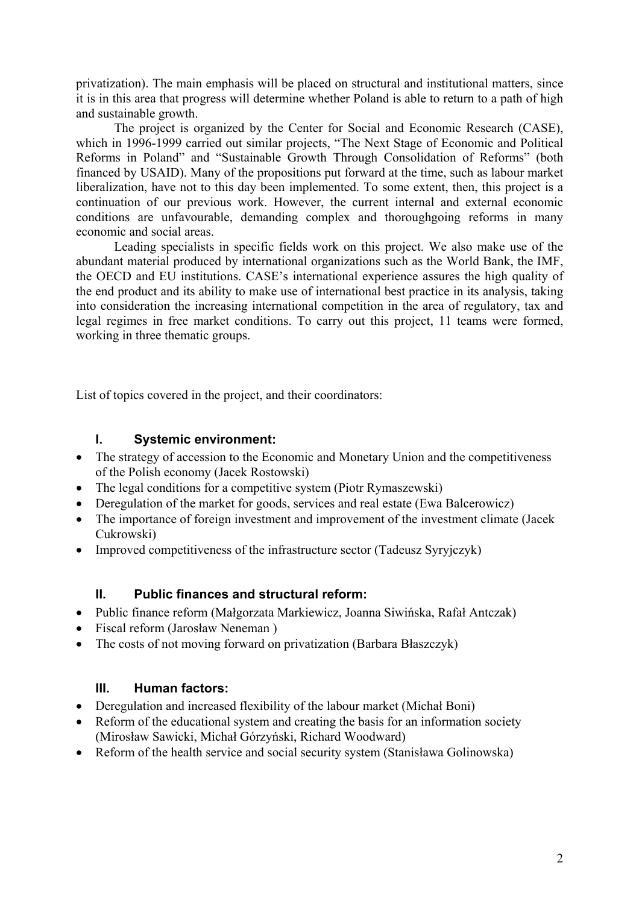privatization). The main emphasis will be placed on structural and institutional matters, since it is in this area that progress will determine whether Poland is able to return to a path of high and sustainable growth.

The project is organized by the Center for Social and Economic Research (CASE), which in 1996-1999 carried out similar projects, "The Next Stage of Economic and Political Reforms in Poland" and "Sustainable Growth Through Consolidation of Reforms" (both financed by USAID). Many of the propositions put forward at the time, such as labour market liberalization, have not to this day been implemented. To some extent, then, this project is a continuation of our previous work. However, the current internal and external economic conditions are unfavourable, demanding complex and thoroughgoing reforms in many economic and social areas.

Leading specialists in specific fields work on this project. We also make use of the abundant material produced by international organizations such as the World Bank, the IMF, the OECD and EU institutions. CASE's international experience assures the high quality of the end product and its ability to make use of international best practice in its analysis, taking into consideration the increasing international competition in the area of regulatory, tax and legal regimes in free market conditions. To carry out this project, 11 teams were formed, working in three thematic groups.

List of topics covered in the project, and their coordinators:

### I. Systemic environment:

- The strategy of accession to the Economic and Monetary Union and the competitiveness of the Polish economy (Jacek Rostowski)
- The legal conditions for a competitive system (Piotr Rymaszewski)
- Deregulation of the market for goods, services and real estate (Ewa Balcerowicz)
- The importance of foreign investment and improvement of the investment climate (Jacek Cukrowski)
- Improved competitiveness of the infrastructure sector (Tadeusz Syryjczyk)

### II. Public finances and structural reform:

- Public finance reform (Małgorzata Markiewicz, Joanna Siwińska, Rafał Antczak)
- Fiscal reform (Jarosław Neneman )
- The costs of not moving forward on privatization (Barbara Błaszczyk)

### III. Human factors:

- Deregulation and increased flexibility of the labour market (Michał Boni)
- Reform of the educational system and creating the basis for an information society (Mirosław Sawicki, Michał Górzyński, Richard Woodward)
- Reform of the health service and social security system (Stanisława Golinowska)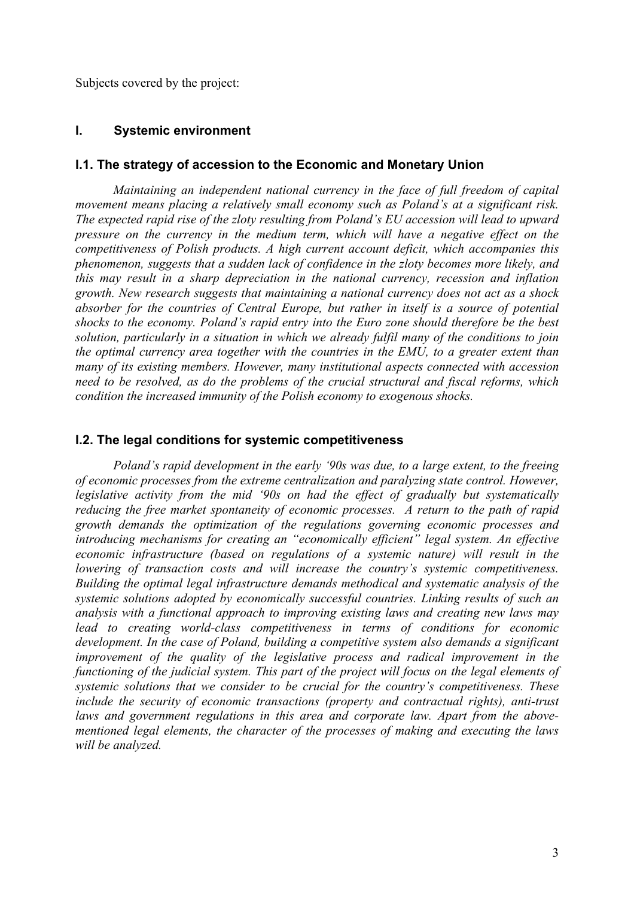Subjects covered by the project:

## I. Systemic environment

### I.1. The strategy of accession to the Economic and Monetary Union

*Maintaining an independent national currency in the face of full freedom of capital movement means placing a relatively small economy such as Poland's at a significant risk. The expected rapid rise of the zloty resulting from Poland's EU accession will lead to upward pressure on the currency in the medium term, which will have a negative effect on the competitiveness of Polish products. A high current account deficit, which accompanies this phenomenon, suggests that a sudden lack of confidence in the zloty becomes more likely, and this may result in a sharp depreciation in the national currency, recession and inflation growth. New research suggests that maintaining a national currency does not act as a shock absorber for the countries of Central Europe, but rather in itself is a source of potential shocks to the economy. Poland's rapid entry into the Euro zone should therefore be the best solution, particularly in a situation in which we already fulfil many of the conditions to join the optimal currency area together with the countries in the EMU, to a greater extent than many of its existing members. However, many institutional aspects connected with accession need to be resolved, as do the problems of the crucial structural and fiscal reforms, which condition the increased immunity of the Polish economy to exogenous shocks.*

### I.2. The legal conditions for systemic competitiveness

*Poland's rapid development in the early '90s was due, to a large extent, to the freeing of economic processes from the extreme centralization and paralyzing state control. However, legislative activity from the mid '90s on had the effect of gradually but systematically reducing the free market spontaneity of economic processes. A return to the path of rapid growth demands the optimization of the regulations governing economic processes and introducing mechanisms for creating an "economically efficient" legal system. An effective economic infrastructure (based on regulations of a systemic nature) will result in the lowering of transaction costs and will increase the country's systemic competitiveness. Building the optimal legal infrastructure demands methodical and systematic analysis of the systemic solutions adopted by economically successful countries. Linking results of such an analysis with a functional approach to improving existing laws and creating new laws may lead to creating world-class competitiveness in terms of conditions for economic development. In the case of Poland, building a competitive system also demands a significant improvement of the quality of the legislative process and radical improvement in the functioning of the judicial system. This part of the project will focus on the legal elements of systemic solutions that we consider to be crucial for the country's competitiveness. These include the security of economic transactions (property and contractual rights), anti-trust laws and government regulations in this area and corporate law. Apart from the above-mentioned legal elements, the character of the processes of making and executing the laws will be analyzed.*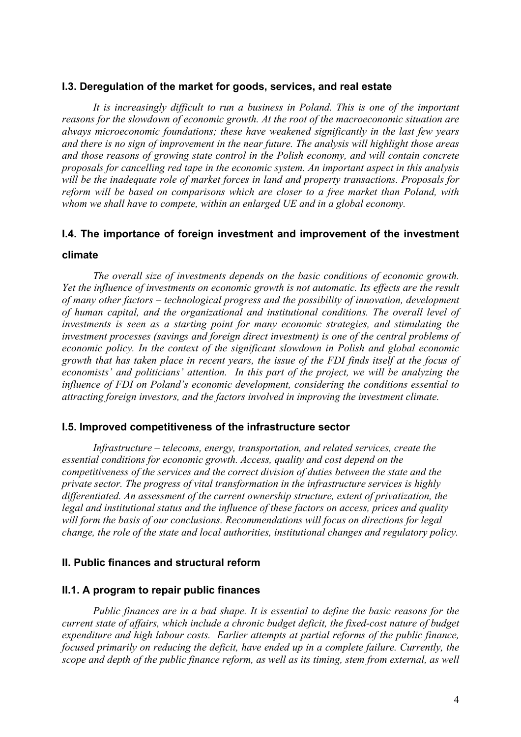### I.3. Deregulation of the market for goods, services, and real estate

*It is increasingly difficult to run a business in Poland. This is one of the important reasons for the slowdown of economic growth. At the root of the macroeconomic situation are always microeconomic foundations; these have weakened significantly in the last few years and there is no sign of improvement in the near future. The analysis will highlight those areas and those reasons of growing state control in the Polish economy, and will contain concrete proposals for cancelling red tape in the economic system. An important aspect in this analysis will be the inadequate role of market forces in land and property transactions. Proposals for reform will be based on comparisons which are closer to a free market than Poland, with whom we shall have to compete, within an enlarged UE and in a global economy.*

### I.4. The importance of foreign investment and improvement of the investment climate

*The overall size of investments depends on the basic conditions of economic growth. Yet the influence of investments on economic growth is not automatic. Its effects are the result of many other factors – technological progress and the possibility of innovation, development of human capital, and the organizational and institutional conditions. The overall level of investments is seen as a starting point for many economic strategies, and stimulating the investment processes (savings and foreign direct investment) is one of the central problems of economic policy. In the context of the significant slowdown in Polish and global economic growth that has taken place in recent years, the issue of the FDI finds itself at the focus of economists' and politicians' attention. In this part of the project, we will be analyzing the influence of FDI on Poland's economic development, considering the conditions essential to attracting foreign investors, and the factors involved in improving the investment climate.*

### I.5. Improved competitiveness of the infrastructure sector

*Infrastructure – telecoms, energy, transportation, and related services, create the essential conditions for economic growth. Access, quality and cost depend on the competitiveness of the services and the correct division of duties between the state and the private sector. The progress of vital transformation in the infrastructure services is highly differentiated. An assessment of the current ownership structure, extent of privatization, the legal and institutional status and the influence of these factors on access, prices and quality will form the basis of our conclusions. Recommendations will focus on directions for legal change, the role of the state and local authorities, institutional changes and regulatory policy.*

## II. Public finances and structural reform

### II.1. A program to repair public finances

*Public finances are in a bad shape. It is essential to define the basic reasons for the current state of affairs, which include a chronic budget deficit, the fixed-cost nature of budget expenditure and high labour costs. Earlier attempts at partial reforms of the public finance, focused primarily on reducing the deficit, have ended up in a complete failure. Currently, the scope and depth of the public finance reform, as well as its timing, stem from external, as well*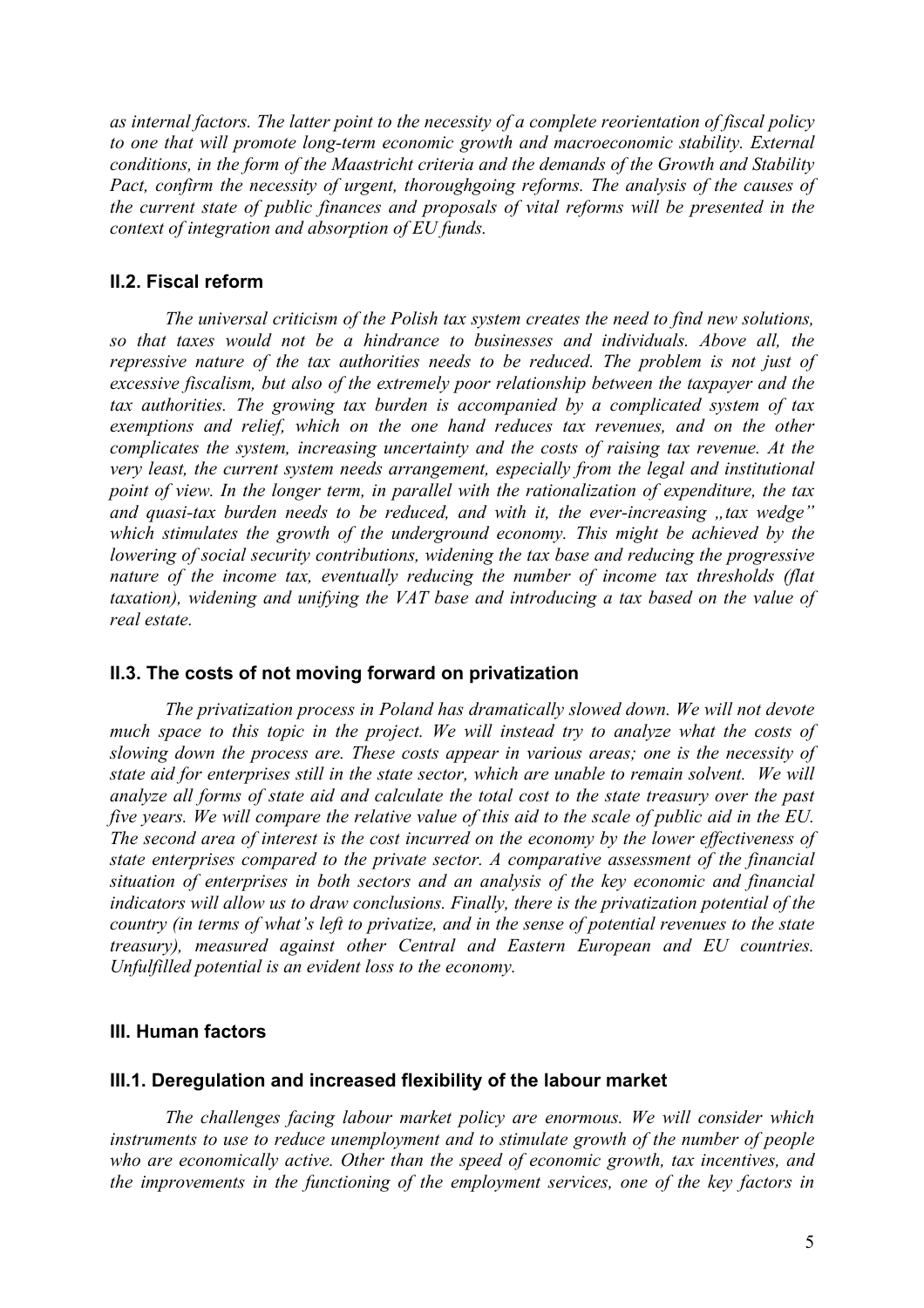*as internal factors. The latter point to the necessity of a complete reorientation of fiscal policy to one that will promote long-term economic growth and macroeconomic stability. External conditions, in the form of the Maastricht criteria and the demands of the Growth and Stability Pact, confirm the necessity of urgent, thoroughgoing reforms. The analysis of the causes of the current state of public finances and proposals of vital reforms will be presented in the context of integration and absorption of EU funds.*

### II.2. Fiscal reform

*The universal criticism of the Polish tax system creates the need to find new solutions, so that taxes would not be a hindrance to businesses and individuals. Above all, the repressive nature of the tax authorities needs to be reduced. The problem is not just of excessive fiscalism, but also of the extremely poor relationship between the taxpayer and the tax authorities. The growing tax burden is accompanied by a complicated system of tax exemptions and relief, which on the one hand reduces tax revenues, and on the other complicates the system, increasing uncertainty and the costs of raising tax revenue. At the very least, the current system needs arrangement, especially from the legal and institutional point of view. In the longer term, in parallel with the rationalization of expenditure, the tax and quasi-tax burden needs to be reduced, and with it, the ever-increasing „tax wedge" which stimulates the growth of the underground economy. This might be achieved by the lowering of social security contributions, widening the tax base and reducing the progressive nature of the income tax, eventually reducing the number of income tax thresholds (flat taxation), widening and unifying the VAT base and introducing a tax based on the value of real estate.*

### II.3. The costs of not moving forward on privatization

*The privatization process in Poland has dramatically slowed down. We will not devote much space to this topic in the project. We will instead try to analyze what the costs of slowing down the process are. These costs appear in various areas; one is the necessity of state aid for enterprises still in the state sector, which are unable to remain solvent. We will analyze all forms of state aid and calculate the total cost to the state treasury over the past five years. We will compare the relative value of this aid to the scale of public aid in the EU. The second area of interest is the cost incurred on the economy by the lower effectiveness of state enterprises compared to the private sector. A comparative assessment of the financial situation of enterprises in both sectors and an analysis of the key economic and financial indicators will allow us to draw conclusions. Finally, there is the privatization potential of the country (in terms of what's left to privatize, and in the sense of potential revenues to the state treasury), measured against other Central and Eastern European and EU countries. Unfulfilled potential is an evident loss to the economy.*

## III. Human factors

### III.1. Deregulation and increased flexibility of the labour market

*The challenges facing labour market policy are enormous. We will consider which instruments to use to reduce unemployment and to stimulate growth of the number of people who are economically active. Other than the speed of economic growth, tax incentives, and the improvements in the functioning of the employment services, one of the key factors in*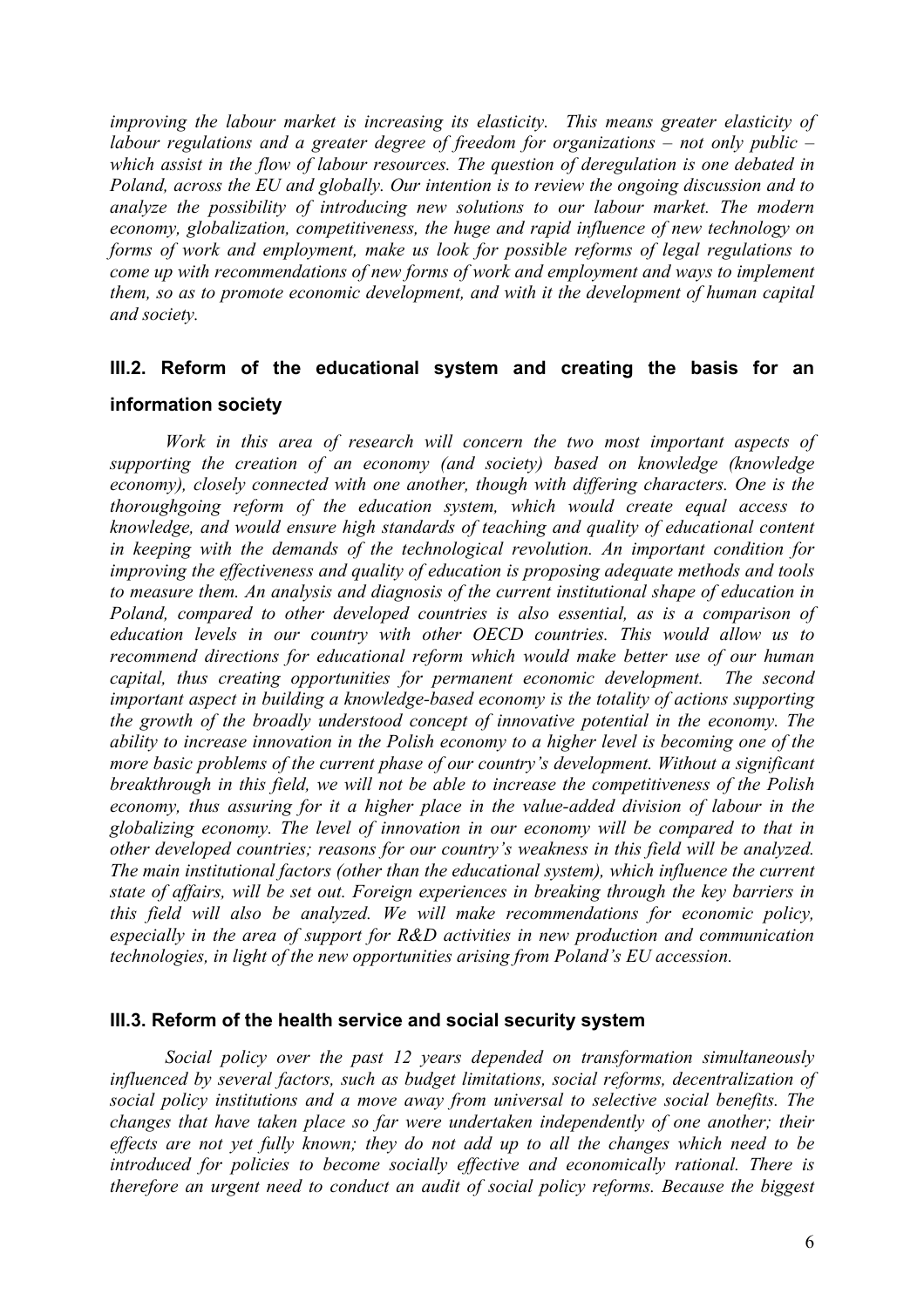*improving the labour market is increasing its elasticity. This means greater elasticity of labour regulations and a greater degree of freedom for organizations – not only public – which assist in the flow of labour resources. The question of deregulation is one debated in Poland, across the EU and globally. Our intention is to review the ongoing discussion and to analyze the possibility of introducing new solutions to our labour market. The modern economy, globalization, competitiveness, the huge and rapid influence of new technology on forms of work and employment, make us look for possible reforms of legal regulations to come up with recommendations of new forms of work and employment and ways to implement them, so as to promote economic development, and with it the development of human capital and society.*

### III.2. Reform of the educational system and creating the basis for an information society

*Work in this area of research will concern the two most important aspects of supporting the creation of an economy (and society) based on knowledge (knowledge economy), closely connected with one another, though with differing characters. One is the thoroughgoing reform of the education system, which would create equal access to knowledge, and would ensure high standards of teaching and quality of educational content in keeping with the demands of the technological revolution. An important condition for improving the effectiveness and quality of education is proposing adequate methods and tools to measure them. An analysis and diagnosis of the current institutional shape of education in Poland, compared to other developed countries is also essential, as is a comparison of education levels in our country with other OECD countries. This would allow us to recommend directions for educational reform which would make better use of our human capital, thus creating opportunities for permanent economic development. The second important aspect in building a knowledge-based economy is the totality of actions supporting the growth of the broadly understood concept of innovative potential in the economy. The ability to increase innovation in the Polish economy to a higher level is becoming one of the more basic problems of the current phase of our country's development. Without a significant breakthrough in this field, we will not be able to increase the competitiveness of the Polish economy, thus assuring for it a higher place in the value-added division of labour in the globalizing economy. The level of innovation in our economy will be compared to that in other developed countries; reasons for our country's weakness in this field will be analyzed. The main institutional factors (other than the educational system), which influence the current state of affairs, will be set out. Foreign experiences in breaking through the key barriers in this field will also be analyzed. We will make recommendations for economic policy, especially in the area of support for R&D activities in new production and communication technologies, in light of the new opportunities arising from Poland's EU accession.*

### III.3. Reform of the health service and social security system

*Social policy over the past 12 years depended on transformation simultaneously influenced by several factors, such as budget limitations, social reforms, decentralization of social policy institutions and a move away from universal to selective social benefits. The changes that have taken place so far were undertaken independently of one another; their effects are not yet fully known; they do not add up to all the changes which need to be introduced for policies to become socially effective and economically rational. There is therefore an urgent need to conduct an audit of social policy reforms. Because the biggest*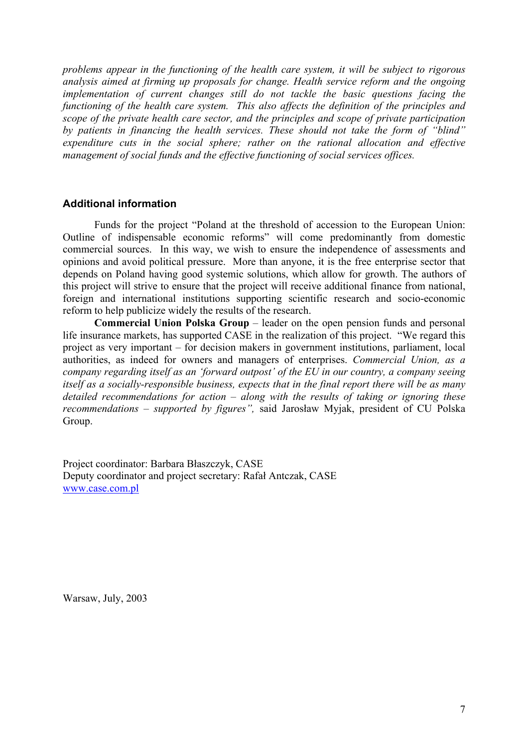*problems appear in the functioning of the health care system, it will be subject to rigorous analysis aimed at firming up proposals for change. Health service reform and the ongoing implementation of current changes still do not tackle the basic questions facing the functioning of the health care system. This also affects the definition of the principles and scope of the private health care sector, and the principles and scope of private participation by patients in financing the health services. These should not take the form of "blind" expenditure cuts in the social sphere; rather on the rational allocation and effective management of social funds and the effective functioning of social services offices.*

## Additional information

Funds for the project "Poland at the threshold of accession to the European Union: Outline of indispensable economic reforms" will come predominantly from domestic commercial sources. In this way, we wish to ensure the independence of assessments and opinions and avoid political pressure. More than anyone, it is the free enterprise sector that depends on Poland having good systemic solutions, which allow for growth. The authors of this project will strive to ensure that the project will receive additional finance from national, foreign and international institutions supporting scientific research and socio-economic reform to help publicize widely the results of the research.

**Commercial Union Polska Group** – leader on the open pension funds and personal life insurance markets, has supported CASE in the realization of this project. "We regard this project as very important – for decision makers in government institutions, parliament, local authorities, as indeed for owners and managers of enterprises. *Commercial Union, as a company regarding itself as an 'forward outpost' of the EU in our country, a company seeing itself as a socially-responsible business, expects that in the final report there will be as many detailed recommendations for action – along with the results of taking or ignoring these recommendations – supported by figures",* said Jarosław Myjak, president of CU Polska Group.

Project coordinator: Barbara Błaszczyk, CASE
Deputy coordinator and project secretary: Rafał Antczak, CASE
www.case.com.pl

Warsaw, July, 2003